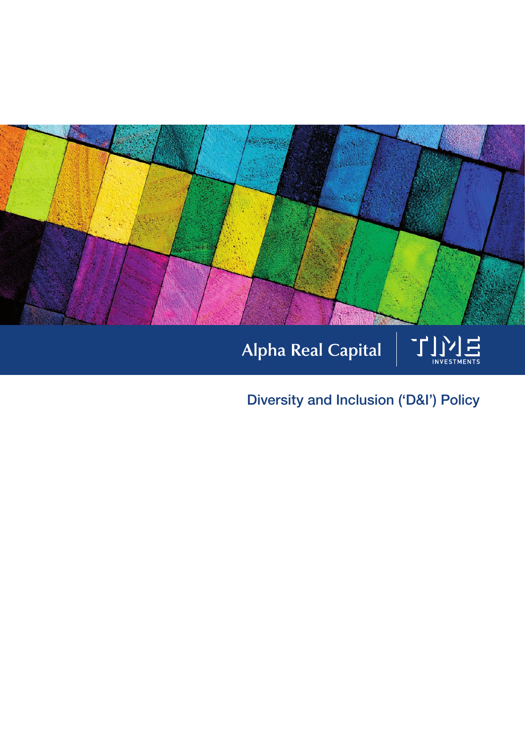Alpha Real Capital

TIME INVESTMENTS

# Diversity and Inclusion ('D&I') Policy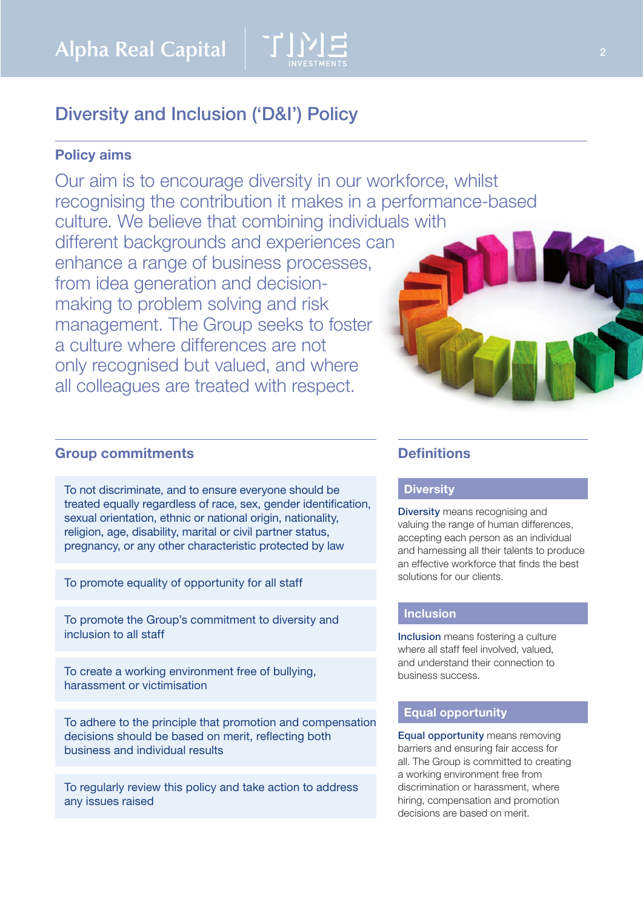# Diversity and Inclusion ('D&I') Policy

## Policy aims

Our aim is to encourage diversity in our workforce, whilst recognising the contribution it makes in a performance-based culture. We believe that combining individuals with different backgrounds and experiences can enhance a range of business processes, from idea generation and decision-making to problem solving and risk management. The Group seeks to foster a culture where differences are not only recognised but valued, and where all colleagues are treated with respect.

## Group commitments

- To not discriminate, and to ensure everyone should be treated equally regardless of race, sex, gender identification, sexual orientation, ethnic or national origin, nationality, religion, age, disability, marital or civil partner status, pregnancy, or any other characteristic protected by law
- To promote equality of opportunity for all staff
- To promote the Group's commitment to diversity and inclusion to all staff
- To create a working environment free of bullying, harassment or victimisation
- To adhere to the principle that promotion and compensation decisions should be based on merit, reflecting both business and individual results
- To regularly review this policy and take action to address any issues raised

## Definitions

### Diversity

**Diversity** means recognising and valuing the range of human differences, accepting each person as an individual and harnessing all their talents to produce an effective workforce that finds the best solutions for our clients.

### Inclusion

**Inclusion** means fostering a culture where all staff feel involved, valued, and understand their connection to business success.

### Equal opportunity

**Equal opportunity** means removing barriers and ensuring fair access for all. The Group is committed to creating a working environment free from discrimination or harassment, where hiring, compensation and promotion decisions are based on merit.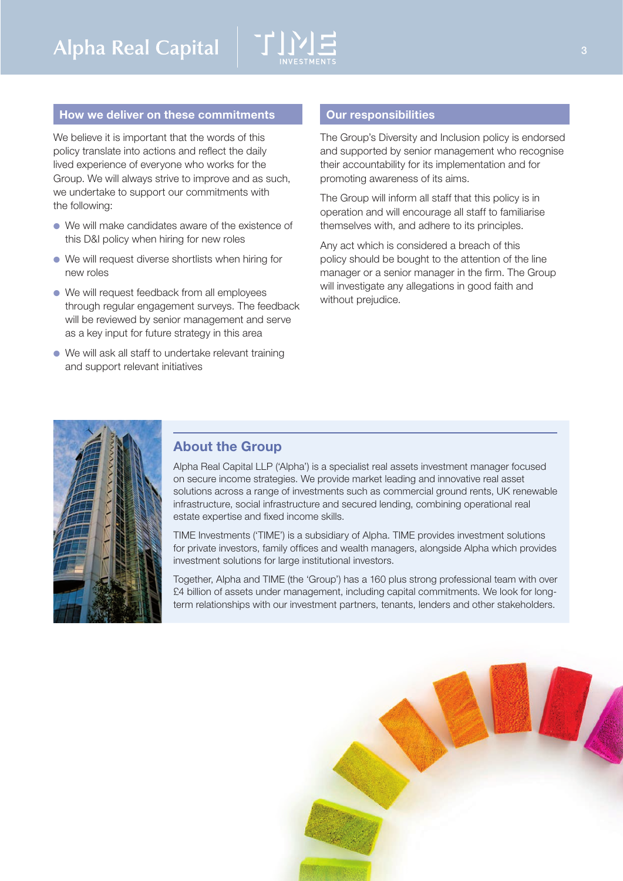## How we deliver on these commitments

We believe it is important that the words of this policy translate into actions and reflect the daily lived experience of everyone who works for the Group. We will always strive to improve and as such, we undertake to support our commitments with the following:

- We will make candidates aware of the existence of this D&I policy when hiring for new roles
- We will request diverse shortlists when hiring for new roles
- We will request feedback from all employees through regular engagement surveys. The feedback will be reviewed by senior management and serve as a key input for future strategy in this area
- We will ask all staff to undertake relevant training and support relevant initiatives

## Our responsibilities

The Group's Diversity and Inclusion policy is endorsed and supported by senior management who recognise their accountability for its implementation and for promoting awareness of its aims.

The Group will inform all staff that this policy is in operation and will encourage all staff to familiarise themselves with, and adhere to its principles.

Any act which is considered a breach of this policy should be bought to the attention of the line manager or a senior manager in the firm. The Group will investigate any allegations in good faith and without prejudice.

## About the Group

Alpha Real Capital LLP ('Alpha') is a specialist real assets investment manager focused on secure income strategies. We provide market leading and innovative real asset solutions across a range of investments such as commercial ground rents, UK renewable infrastructure, social infrastructure and secured lending, combining operational real estate expertise and fixed income skills.

TIME Investments ('TIME') is a subsidiary of Alpha. TIME provides investment solutions for private investors, family offices and wealth managers, alongside Alpha which provides investment solutions for large institutional investors.

Together, Alpha and TIME (the 'Group') has a 160 plus strong professional team with over £4 billion of assets under management, including capital commitments. We look for long-term relationships with our investment partners, tenants, lenders and other stakeholders.